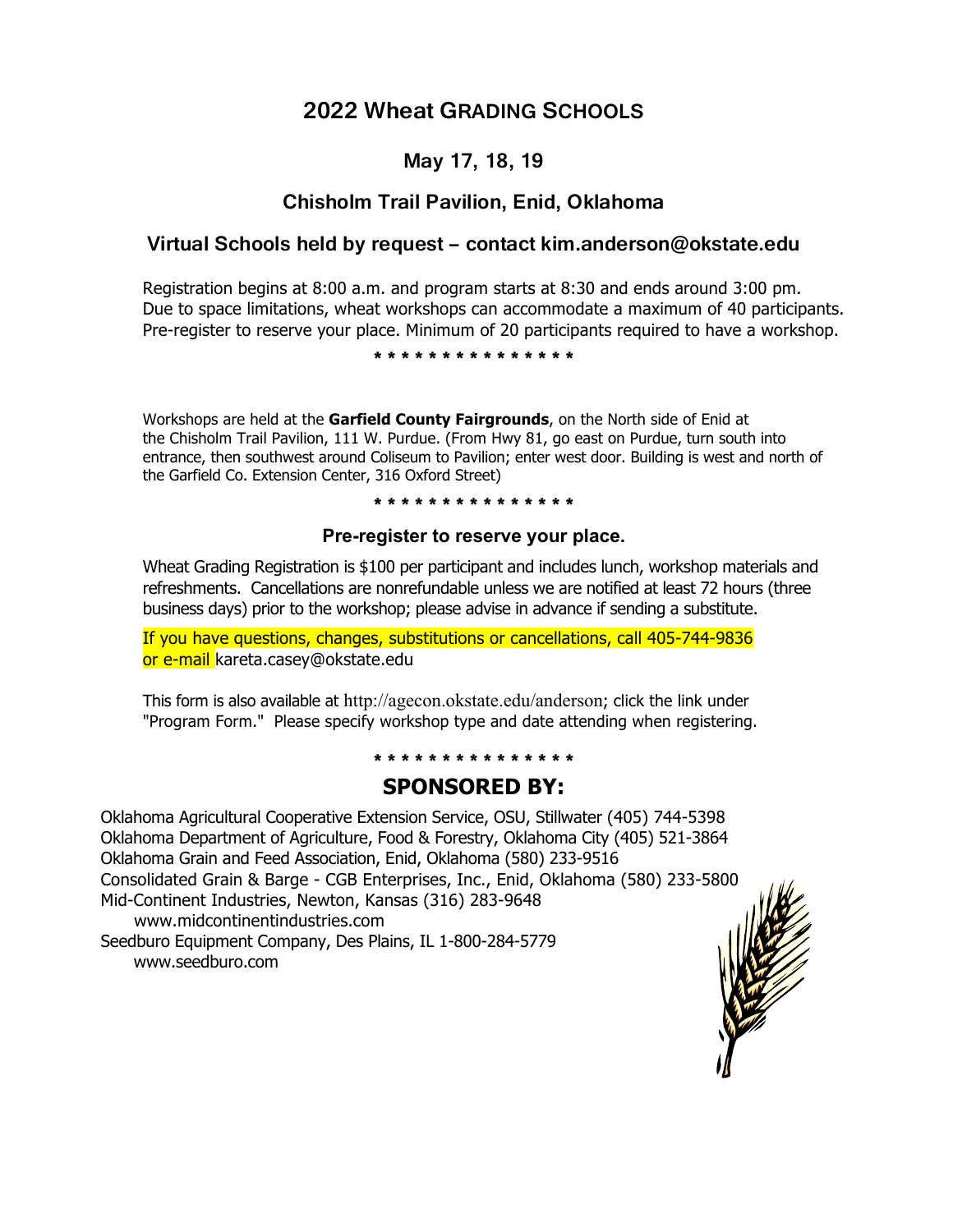# 2022 Wheat GRADING SCHOOLS

## May 17, 18, 19

## Chisholm Trail Pavilion, Enid, Oklahoma

## Virtual Schools held by request – contact kim.anderson@okstate.edu

Registration begins at 8:00 a.m. and program starts at 8:30 and ends around 3:00 pm. Due to space limitations, wheat workshops can accommodate a maximum of 40 participants. Pre-register to reserve your place. Minimum of 20 participants required to have a workshop.

\* \* \* \* \* \* \* \* \* \* \* \* \* \* \* \*

Workshops are held at the **Garfield County Fairgrounds**, on the North side of Enid at the Chisholm Trail Pavilion, 111 W. Purdue. (From Hwy 81, go east on Purdue, turn south into entrance, then southwest around Coliseum to Pavilion; enter west door. Building is west and north of the Garfield Co. Extension Center, 316 Oxford Street)

\* \* \* \* \* \* \* \* \* \* \* \* \* \* \* \*

### Pre-register to reserve your place.

Wheat Grading Registration is $100 per participant and includes lunch, workshop materials and refreshments. Cancellations are nonrefundable unless we are notified at least 72 hours (three business days) prior to the workshop; please advise in advance if sending a substitute.

If you have questions, changes, substitutions or cancellations, call 405-744-9836 or e-mail kareta.casey@okstate.edu

This form is also available at http://agecon.okstate.edu/anderson; click the link under "Program Form." Please specify workshop type and date attending when registering.

\* \* \* \* \* \* \* \* \* \* \* \* \* \* \* \*

## SPONSORED BY:

Oklahoma Agricultural Cooperative Extension Service, OSU, Stillwater (405) 744-5398
Oklahoma Department of Agriculture, Food & Forestry, Oklahoma City (405) 521-3864
Oklahoma Grain and Feed Association, Enid, Oklahoma (580) 233-9516
Consolidated Grain & Barge - CGB Enterprises, Inc., Enid, Oklahoma (580) 233-5800
Mid-Continent Industries, Newton, Kansas (316) 283-9648
www.midcontinentindustries.com
Seedburo Equipment Company, Des Plaines, IL 1-800-284-5779
www.seedburo.com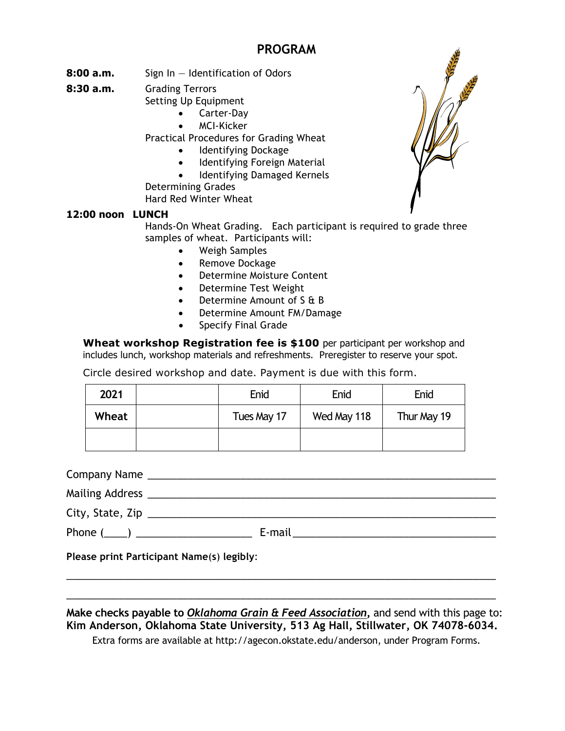## PROGRAM

**8:00 a.m.** Sign In — Identification of Odors

**8:30 a.m.** Grading Terrors

Setting Up Equipment

- Carter-Day
- MCI-Kicker

Practical Procedures for Grading Wheat

- Identifying Dockage
- Identifying Foreign Material
- Identifying Damaged Kernels

Determining Grades

Hard Red Winter Wheat

**12:00 noon LUNCH**

Hands-On Wheat Grading. Each participant is required to grade three samples of wheat. Participants will:

- Weigh Samples
- Remove Dockage
- Determine Moisture Content
- Determine Test Weight
- Determine Amount of S & B
- Determine Amount FM/Damage
- Specify Final Grade

**Wheat workshop Registration fee is $100** per participant per workshop and includes lunch, workshop materials and refreshments. Preregister to reserve your spot.

Circle desired workshop and date. Payment is due with this form.

| 2021 | | Enid | Enid | Enid |
|---|---|---|---|---|
| **Wheat** | | Tues May 17 | Wed May 118 | Thur May 19 |
| | | | | |

Company Name ______________________________________________

Mailing Address ______________________________________________

City, State, Zip ______________________________________________

Phone (____) ____________________ E-mail ______________________________

**Please print Participant Name(s) legibly**:

______________________________________________________________

______________________________________________________________

**Make checks payable to *Oklahoma Grain & Feed Association*,** and send with this page to: **Kim Anderson, Oklahoma State University, 513 Ag Hall, Stillwater, OK 74078-6034.**

Extra forms are available at http://agecon.okstate.edu/anderson, under Program Forms.